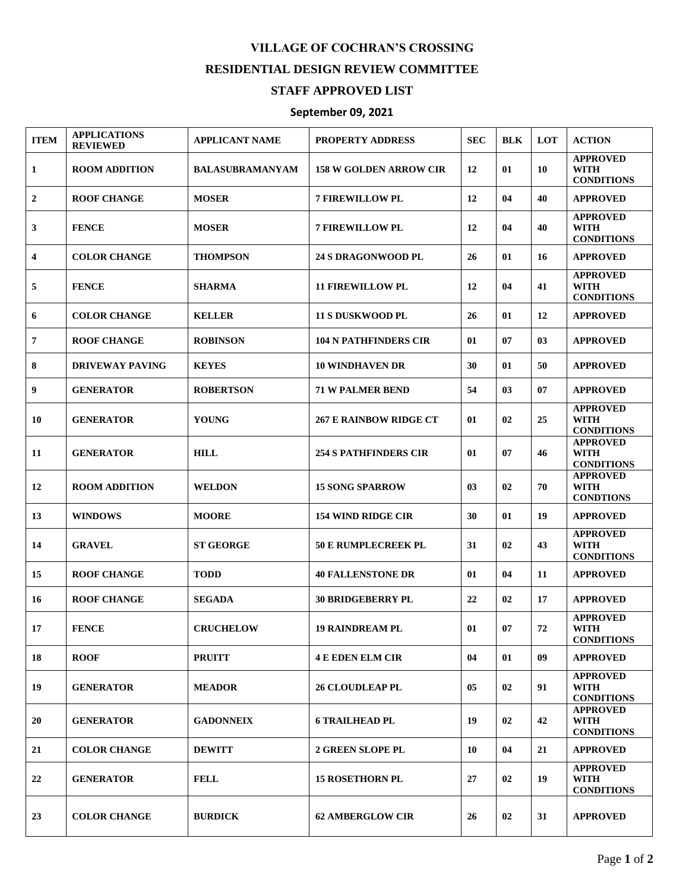# VILLAGE OF COCHRAN'S CROSSING

## RESIDENTIAL DESIGN REVIEW COMMITTEE

## STAFF APPROVED LIST

### September 09, 2021

| ITEM | APPLICATIONS REVIEWED | APPLICANT NAME | PROPERTY ADDRESS | SEC | BLK | LOT | ACTION |
|---|---|---|---|---|---|---|---|
| 1 | ROOM ADDITION | BALASUBRAMANYAM | 158 W GOLDEN ARROW CIR | 12 | 01 | 10 | APPROVED WITH CONDITIONS |
| 2 | ROOF CHANGE | MOSER | 7 FIREWILLOW PL | 12 | 04 | 40 | APPROVED |
| 3 | FENCE | MOSER | 7 FIREWILLOW PL | 12 | 04 | 40 | APPROVED WITH CONDITIONS |
| 4 | COLOR CHANGE | THOMPSON | 24 S DRAGONWOOD PL | 26 | 01 | 16 | APPROVED |
| 5 | FENCE | SHARMA | 11 FIREWILLOW PL | 12 | 04 | 41 | APPROVED WITH CONDITIONS |
| 6 | COLOR CHANGE | KELLER | 11 S DUSKWOOD PL | 26 | 01 | 12 | APPROVED |
| 7 | ROOF CHANGE | ROBINSON | 104 N PATHFINDERS CIR | 01 | 07 | 03 | APPROVED |
| 8 | DRIVEWAY PAVING | KEYES | 10 WINDHAVEN DR | 30 | 01 | 50 | APPROVED |
| 9 | GENERATOR | ROBERTSON | 71 W PALMER BEND | 54 | 03 | 07 | APPROVED |
| 10 | GENERATOR | YOUNG | 267 E RAINBOW RIDGE CT | 01 | 02 | 25 | APPROVED WITH CONDITIONS |
| 11 | GENERATOR | HILL | 254 S PATHFINDERS CIR | 01 | 07 | 46 | APPROVED WITH CONDITIONS |
| 12 | ROOM ADDITION | WELDON | 15 SONG SPARROW | 03 | 02 | 70 | APPROVED WITH CONDTIONS |
| 13 | WINDOWS | MOORE | 154 WIND RIDGE CIR | 30 | 01 | 19 | APPROVED |
| 14 | GRAVEL | ST GEORGE | 50 E RUMPLECREEK PL | 31 | 02 | 43 | APPROVED WITH CONDITIONS |
| 15 | ROOF CHANGE | TODD | 40 FALLENSTONE DR | 01 | 04 | 11 | APPROVED |
| 16 | ROOF CHANGE | SEGADA | 30 BRIDGEBERRY PL | 22 | 02 | 17 | APPROVED |
| 17 | FENCE | CRUCHELOW | 19 RAINDREAM PL | 01 | 07 | 72 | APPROVED WITH CONDITIONS |
| 18 | ROOF | PRUITT | 4 E EDEN ELM CIR | 04 | 01 | 09 | APPROVED |
| 19 | GENERATOR | MEADOR | 26 CLOUDLEAP PL | 05 | 02 | 91 | APPROVED WITH CONDITIONS |
| 20 | GENERATOR | GADONNEIX | 6 TRAILHEAD PL | 19 | 02 | 42 | APPROVED WITH CONDITIONS |
| 21 | COLOR CHANGE | DEWITT | 2 GREEN SLOPE PL | 10 | 04 | 21 | APPROVED |
| 22 | GENERATOR | FELL | 15 ROSETHORN PL | 27 | 02 | 19 | APPROVED WITH CONDITIONS |
| 23 | COLOR CHANGE | BURDICK | 62 AMBERGLOW CIR | 26 | 02 | 31 | APPROVED |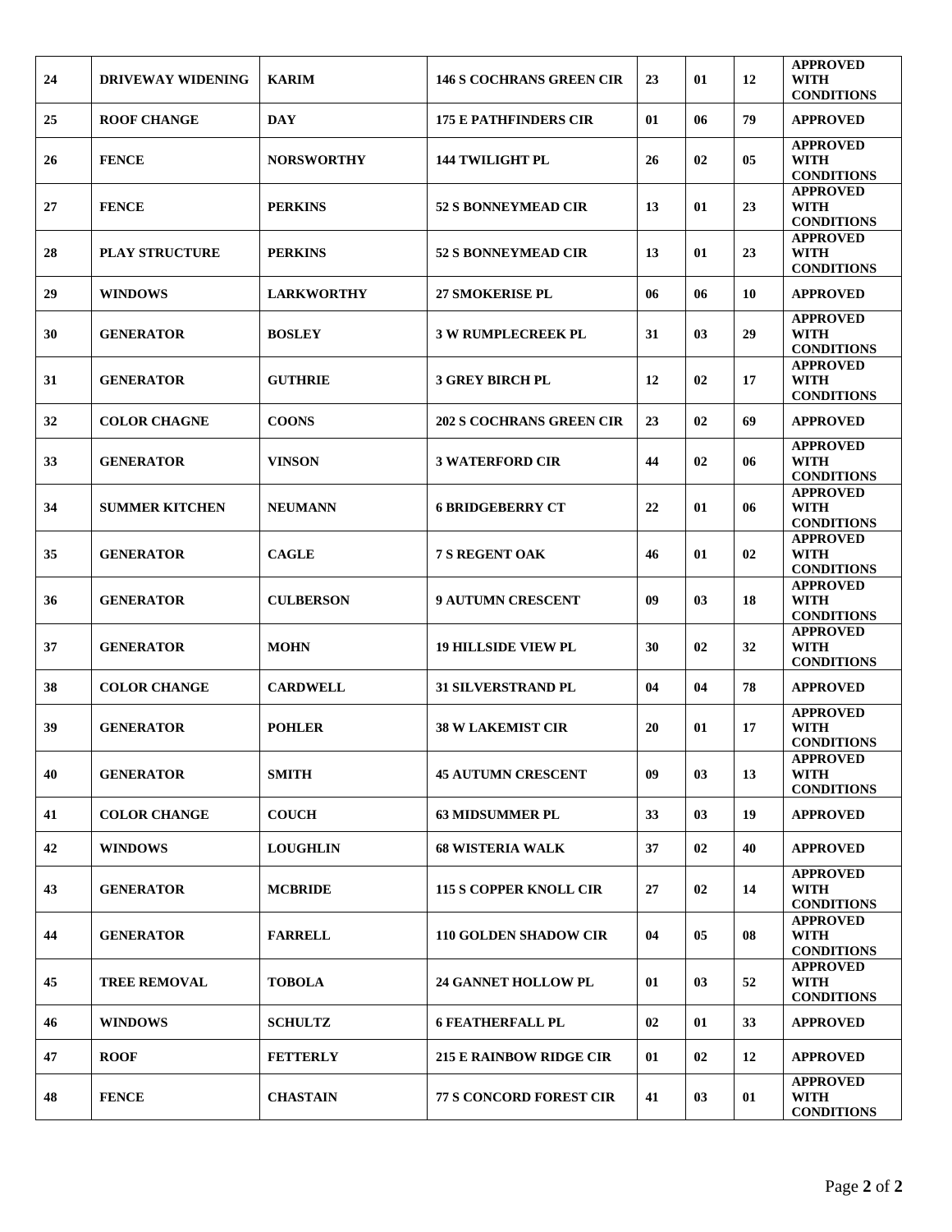| | | | | | | | |
|---|---|---|---|---|---|---|---|
| **24** | **DRIVEWAY WIDENING** | **KARIM** | **146 S COCHRANS GREEN CIR** | **23** | **01** | **12** | **APPROVED WITH CONDITIONS** |
| **25** | **ROOF CHANGE** | **DAY** | **175 E PATHFINDERS CIR** | **01** | **06** | **79** | **APPROVED** |
| **26** | **FENCE** | **NORSWORTHY** | **144 TWILIGHT PL** | **26** | **02** | **05** | **APPROVED WITH CONDITIONS** |
| **27** | **FENCE** | **PERKINS** | **52 S BONNEYMEAD CIR** | **13** | **01** | **23** | **APPROVED WITH CONDITIONS** |
| **28** | **PLAY STRUCTURE** | **PERKINS** | **52 S BONNEYMEAD CIR** | **13** | **01** | **23** | **APPROVED WITH CONDITIONS** |
| **29** | **WINDOWS** | **LARKWORTHY** | **27 SMOKERISE PL** | **06** | **06** | **10** | **APPROVED** |
| **30** | **GENERATOR** | **BOSLEY** | **3 W RUMPLECREEK PL** | **31** | **03** | **29** | **APPROVED WITH CONDITIONS** |
| **31** | **GENERATOR** | **GUTHRIE** | **3 GREY BIRCH PL** | **12** | **02** | **17** | **APPROVED WITH CONDITIONS** |
| **32** | **COLOR CHAGNE** | **COONS** | **202 S COCHRANS GREEN CIR** | **23** | **02** | **69** | **APPROVED** |
| **33** | **GENERATOR** | **VINSON** | **3 WATERFORD CIR** | **44** | **02** | **06** | **APPROVED WITH CONDITIONS** |
| **34** | **SUMMER KITCHEN** | **NEUMANN** | **6 BRIDGEBERRY CT** | **22** | **01** | **06** | **APPROVED WITH CONDITIONS** |
| **35** | **GENERATOR** | **CAGLE** | **7 S REGENT OAK** | **46** | **01** | **02** | **APPROVED WITH CONDITIONS** |
| **36** | **GENERATOR** | **CULBERSON** | **9 AUTUMN CRESCENT** | **09** | **03** | **18** | **APPROVED WITH CONDITIONS** |
| **37** | **GENERATOR** | **MOHN** | **19 HILLSIDE VIEW PL** | **30** | **02** | **32** | **APPROVED WITH CONDITIONS** |
| **38** | **COLOR CHANGE** | **CARDWELL** | **31 SILVERSTRAND PL** | **04** | **04** | **78** | **APPROVED** |
| **39** | **GENERATOR** | **POHLER** | **38 W LAKEMIST CIR** | **20** | **01** | **17** | **APPROVED WITH CONDITIONS** |
| **40** | **GENERATOR** | **SMITH** | **45 AUTUMN CRESCENT** | **09** | **03** | **13** | **APPROVED WITH CONDITIONS** |
| **41** | **COLOR CHANGE** | **COUCH** | **63 MIDSUMMER PL** | **33** | **03** | **19** | **APPROVED** |
| **42** | **WINDOWS** | **LOUGHLIN** | **68 WISTERIA WALK** | **37** | **02** | **40** | **APPROVED** |
| **43** | **GENERATOR** | **MCBRIDE** | **115 S COPPER KNOLL CIR** | **27** | **02** | **14** | **APPROVED WITH CONDITIONS** |
| **44** | **GENERATOR** | **FARRELL** | **110 GOLDEN SHADOW CIR** | **04** | **05** | **08** | **APPROVED WITH CONDITIONS** |
| **45** | **TREE REMOVAL** | **TOBOLA** | **24 GANNET HOLLOW PL** | **01** | **03** | **52** | **APPROVED WITH CONDITIONS** |
| **46** | **WINDOWS** | **SCHULTZ** | **6 FEATHERFALL PL** | **02** | **01** | **33** | **APPROVED** |
| **47** | **ROOF** | **FETTERLY** | **215 E RAINBOW RIDGE CIR** | **01** | **02** | **12** | **APPROVED** |
| **48** | **FENCE** | **CHASTAIN** | **77 S CONCORD FOREST CIR** | **41** | **03** | **01** | **APPROVED WITH CONDITIONS** |